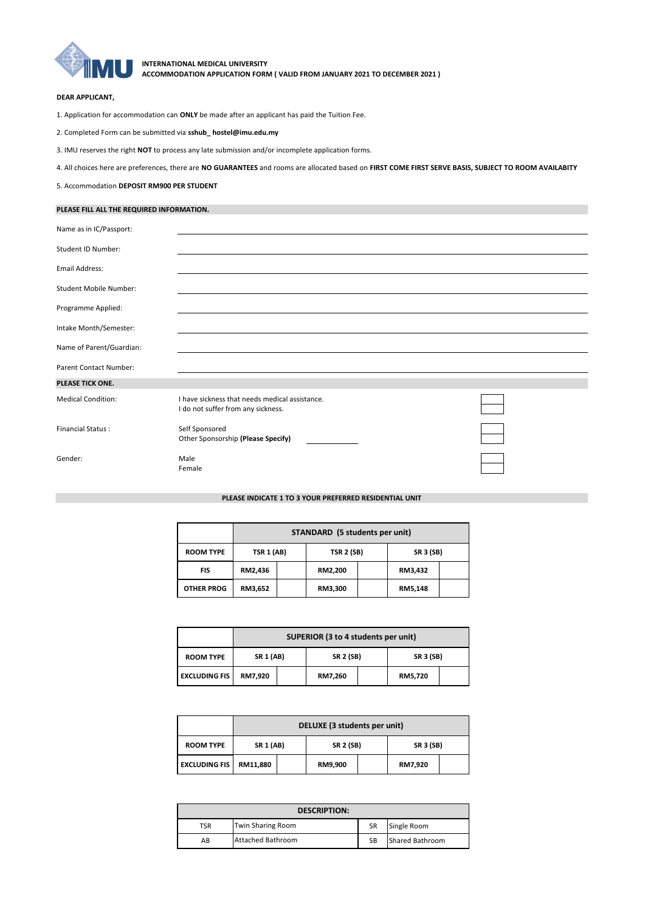**INTERNATIONAL MEDICAL UNIVERSITY**
**ACCOMMODATION APPLICATION FORM ( VALID FROM JANUARY 2021 TO DECEMBER 2021 )**

**DEAR APPLICANT,**

1. Application for accommodation can **ONLY** be made after an applicant has paid the Tuition Fee.
2. Completed Form can be submitted via **sshub_ hostel@imu.edu.my**
3. IMU reserves the right **NOT** to process any late submission and/or incomplete application forms.
4. All choices here are preferences, there are **NO GUARANTEES** and rooms are allocated based on **FIRST COME FIRST SERVE BASIS, SUBJECT TO ROOM AVAILABITY**
5. Accommodation **DEPOSIT RM900 PER STUDENT**

**PLEASE FILL ALL THE REQUIRED INFORMATION.**

Name as in IC/Passport: ______________________________

Student ID Number: ______________________________

Email Address: ______________________________

Student Mobile Number: ______________________________

Programme Applied: ______________________________

Intake Month/Semester: ______________________________

Name of Parent/Guardian: ______________________________

Parent Contact Number: ______________________________

**PLEASE TICK ONE.**

Medical Condition:
- I have sickness that needs medical assistance. ☐
- I do not suffer from any sickness. ☐

Financial Status :
- Self Sponsored ☐
- Other Sponsorship **(Please Specify)** __________ ☐

Gender:
- Male ☐
- Female ☐

**PLEASE INDICATE 1 TO 3 YOUR PREFERRED RESIDENTIAL UNIT**

| | **STANDARD (5 students per unit)** | | | | | |
|---|---|---|---|---|---|---|
| **ROOM TYPE** | **TSR 1 (AB)** | | **TSR 2 (SB)** | | **SR 3 (SB)** | |
| **FIS** | **RM2,436** | | **RM2,200** | | **RM3,432** | |
| **OTHER PROG** | **RM3,652** | | **RM3,300** | | **RM5,148** | |

| | **SUPERIOR (3 to 4 students per unit)** | | | | | |
|---|---|---|---|---|---|---|
| **ROOM TYPE** | **SR 1 (AB)** | | **SR 2 (SB)** | | **SR 3 (SB)** | |
| **EXCLUDING FIS** | **RM7,920** | | **RM7,260** | | **RM5,720** | |

| | **DELUXE (3 students per unit)** | | | | | |
|---|---|---|---|---|---|---|
| **ROOM TYPE** | **SR 1 (AB)** | | **SR 2 (SB)** | | **SR 3 (SB)** | |
| **EXCLUDING FIS** | **RM11,880** | | **RM9,900** | | **RM7,920** | |

| **DESCRIPTION:** | | | |
|---|---|---|---|
| TSR | Twin Sharing Room | SR | Single Room |
| AB | Attached Bathroom | SB | Shared Bathroom |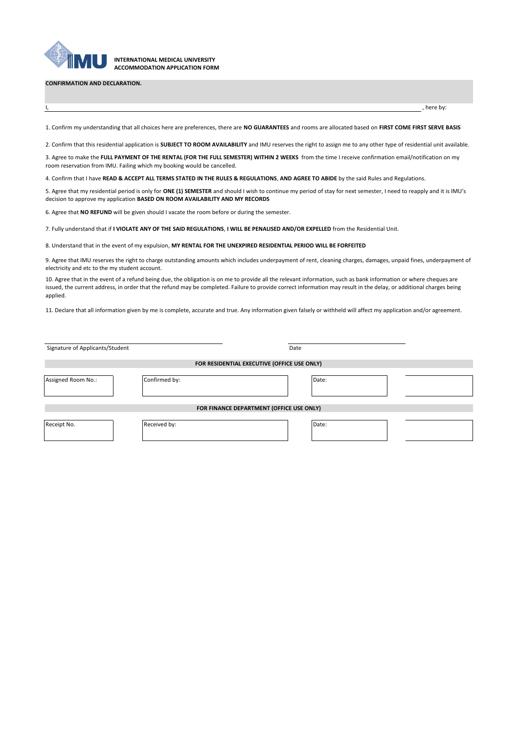**INTERNATIONAL MEDICAL UNIVERSITY**
**ACCOMMODATION APPLICATION FORM**

**CONFIRMATION AND DECLARATION.**

I, ______________________________________________________________ , here by:

1. Confirm my understanding that all choices here are preferences, there are **NO GUARANTEES** and rooms are allocated based on **FIRST COME FIRST SERVE BASIS**

2. Confirm that this residential application is **SUBJECT TO ROOM AVAILABILITY** and IMU reserves the right to assign me to any other type of residential unit available.

3. Agree to make the **FULL PAYMENT OF THE RENTAL (FOR THE FULL SEMESTER) WITHIN 2 WEEKS** from the time I receive confirmation email/notification on my room reservation from IMU. Failing which my booking would be cancelled.

4. Confirm that I have **READ & ACCEPT ALL TERMS STATED IN THE RULES & REGULATIONS**, **AND AGREE TO ABIDE** by the said Rules and Regulations.

5. Agree that my residential period is only for **ONE (1) SEMESTER** and should I wish to continue my period of stay for next semester, I need to reapply and it is IMU's decision to approve my application **BASED ON ROOM AVAILABILITY AND MY RECORDS**

6. Agree that **NO REFUND** will be given should I vacate the room before or during the semester.

7. Fully understand that if **I VIOLATE ANY OF THE SAID REGULATIONS**, **I WILL BE PENALISED AND/OR EXPELLED** from the Residential Unit.

8. Understand that in the event of my expulsion, **MY RENTAL FOR THE UNEXPIRED RESIDENTIAL PERIOD WILL BE FORFEITED**

9. Agree that IMU reserves the right to charge outstanding amounts which includes underpayment of rent, cleaning charges, damages, unpaid fines, underpayment of electricity and etc to the my student account.

10. Agree that in the event of a refund being due, the obligation is on me to provide all the relevant information, such as bank information or where cheques are issued, the current address, in order that the refund may be completed. Failure to provide correct information may result in the delay, or additional charges being applied.

11. Declare that all information given by me is complete, accurate and true. Any information given falsely or withheld will affect my application and/or agreement.

______________________________ ______________________________
Signature of Applicants/Student Date

**FOR RESIDENTIAL EXECUTIVE (OFFICE USE ONLY)**

| | | | |
|---|---|---|---|
| Assigned Room No.: | Confirmed by: | Date: | |

**FOR FINANCE DEPARTMENT (OFFICE USE ONLY)**

| | | | |
|---|---|---|---|
| Receipt No. | Received by: | Date: | |